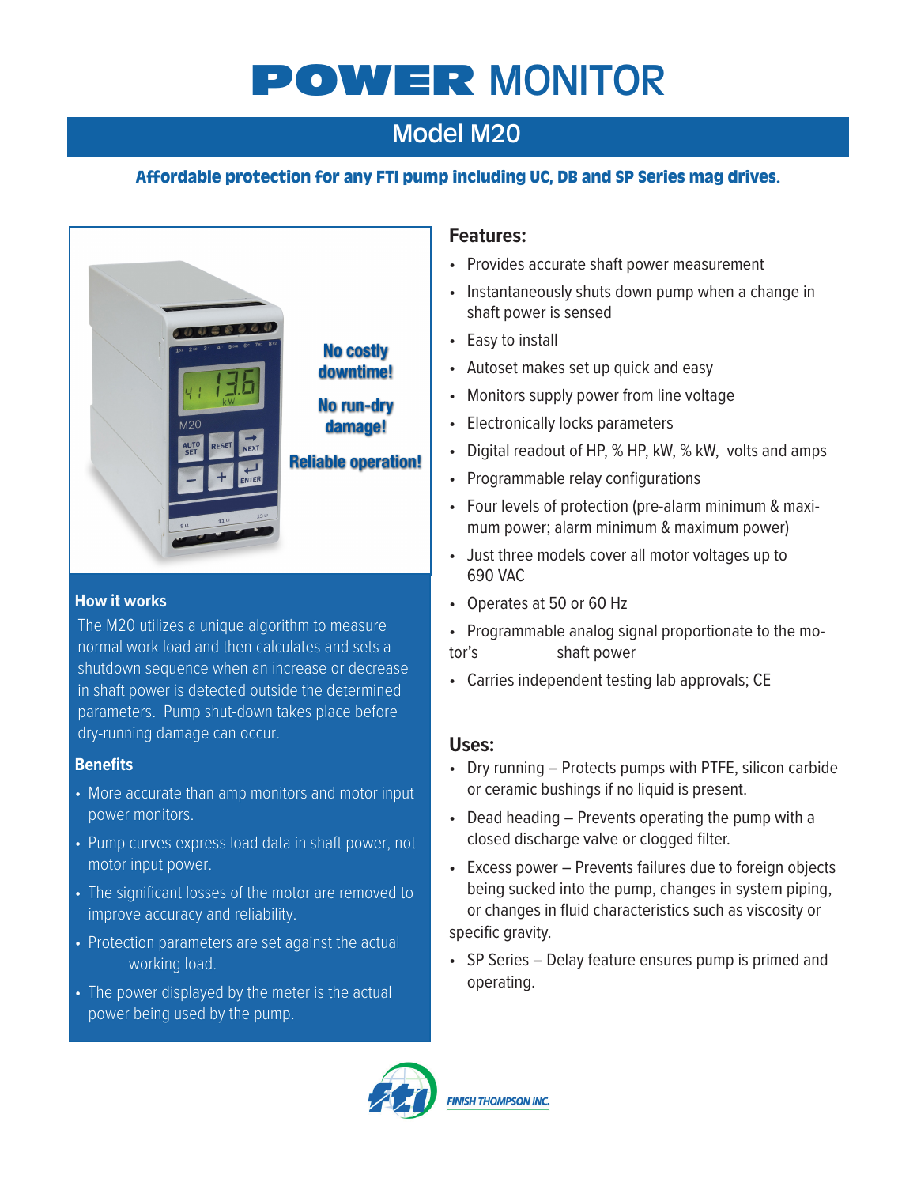# POWER MONITOR

## Model M20

**Affordable protection for any FTI pump including UC, DB and SP Series mag drives.**

**No costly downtime!**

**No run-dry damage!**

**Reliable operation!**

### How it works

The M20 utilizes a unique algorithm to measure normal work load and then calculates and sets a shutdown sequence when an increase or decrease in shaft power is detected outside the determined parameters. Pump shut-down takes place before dry-running damage can occur.

### Benefits

- More accurate than amp monitors and motor input power monitors.
- Pump curves express load data in shaft power, not motor input power.
- The significant losses of the motor are removed to improve accuracy and reliability.
- Protection parameters are set against the actual working load.
- The power displayed by the meter is the actual power being used by the pump.

### Features:

- Provides accurate shaft power measurement
- Instantaneously shuts down pump when a change in shaft power is sensed
- Easy to install
- Autoset makes set up quick and easy
- Monitors supply power from line voltage
- Electronically locks parameters
- Digital readout of HP, % HP, kW, % kW, volts and amps
- Programmable relay configurations
- Four levels of protection (pre-alarm minimum & maximum power; alarm minimum & maximum power)
- Just three models cover all motor voltages up to 690 VAC
- Operates at 50 or 60 Hz
- Programmable analog signal proportionate to the motor's shaft power
- Carries independent testing lab approvals; CE

### Uses:

- Dry running – Protects pumps with PTFE, silicon carbide or ceramic bushings if no liquid is present.
- Dead heading – Prevents operating the pump with a closed discharge valve or clogged filter.
- Excess power – Prevents failures due to foreign objects being sucked into the pump, changes in system piping, or changes in fluid characteristics such as viscosity or specific gravity.
- SP Series – Delay feature ensures pump is primed and operating.

FINISH THOMPSON INC.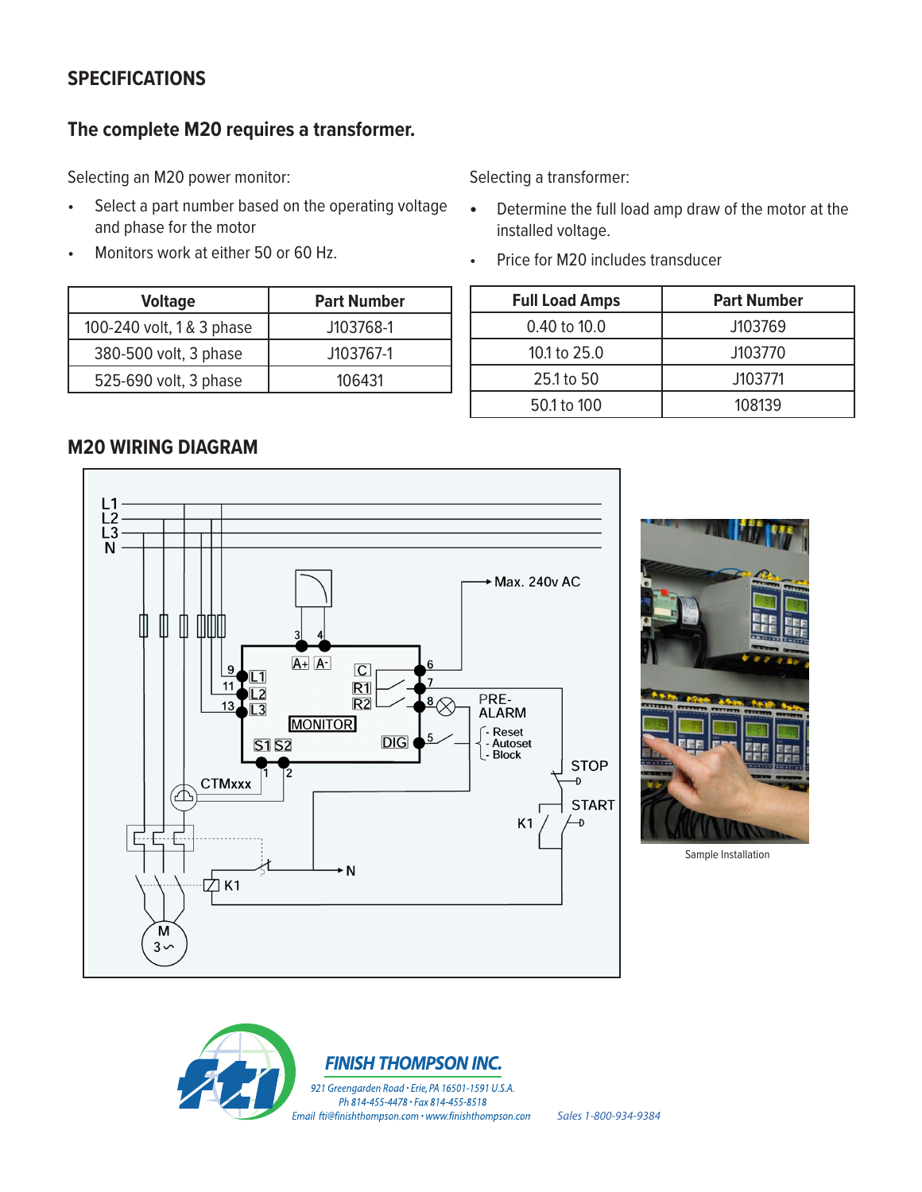## SPECIFICATIONS

### The complete M20 requires a transformer.

Selecting an M20 power monitor:

- Select a part number based on the operating voltage and phase for the motor
- Monitors work at either 50 or 60 Hz.

| Voltage | Part Number |
|---|---|
| 100-240 volt, 1 & 3 phase | J103768-1 |
| 380-500 volt, 3 phase | J103767-1 |
| 525-690 volt, 3 phase | 106431 |

Selecting a transformer:

- Determine the full load amp draw of the motor at the installed voltage.
- Price for M20 includes transducer

| Full Load Amps | Part Number |
|---|---|
| 0.40 to 10.0 | J103769 |
| 10.1 to 25.0 | J103770 |
| 25.1 to 50 | J103771 |
| 50.1 to 100 | 108139 |

## M20 WIRING DIAGRAM

L1
L2
L3
N
Max. 240v AC
3 4
A+ A-
9 L1
11 L2
13 L3
C
R1
R2
6
7
8
PRE-ALARM
MONITOR
DIG
5
- Reset
- Autoset
- Block
S1 S2
1 2
CTMxxx
STOP
START
K1
N
K1
M
3~

Sample Installation

**FINISH THOMPSON INC.**
921 Greengarden Road • Erie, PA 16501-1591 U.S.A.
Ph 814-455-4478 • Fax 814-455-8518
Email fti@finishthompson.com • www.finishthompson.com
Sales 1-800-934-9384